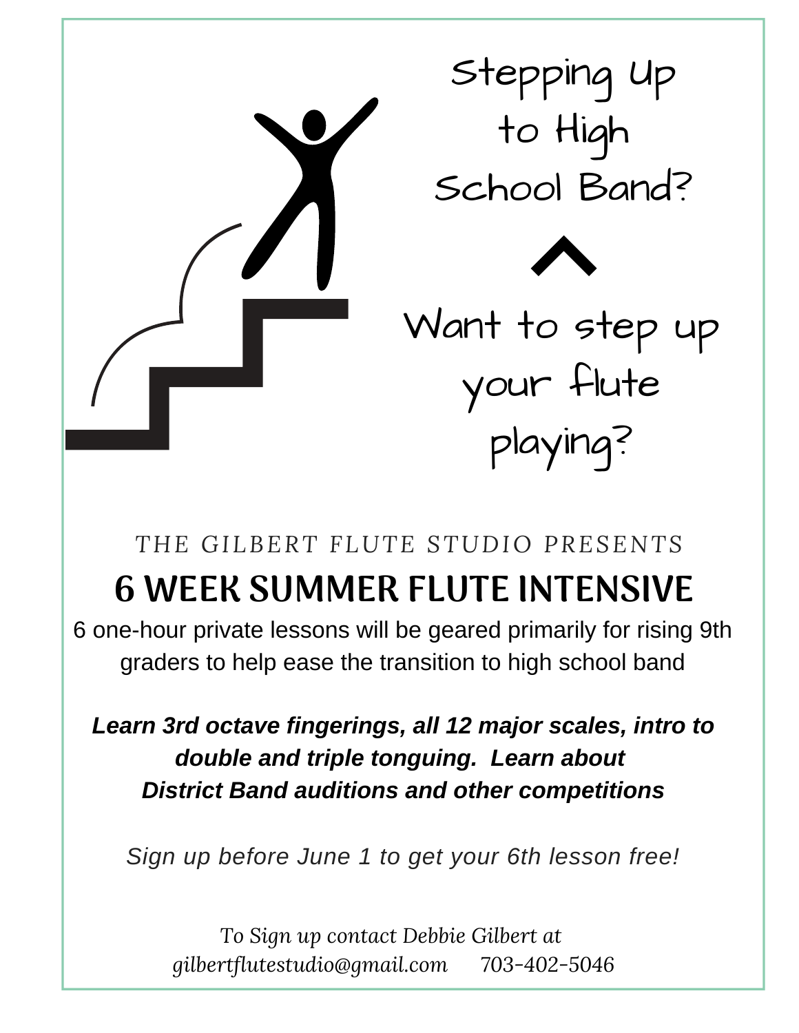Stepping Up to High School Band?

Want to step up your flute playing?

THE GILBERT FLUTE STUDIO PRESENTS

# 6 WEEK SUMMER FLUTE INTENSIVE

6 one-hour private lessons will be geared primarily for rising 9th graders to help ease the transition to high school band

***Learn 3rd octave fingerings, all 12 major scales, intro to double and triple tonguing. Learn about District Band auditions and other competitions***

*Sign up before June 1 to get your 6th lesson free!*

*To Sign up contact Debbie Gilbert at gilbertflutestudio@gmail.com* 703-402-5046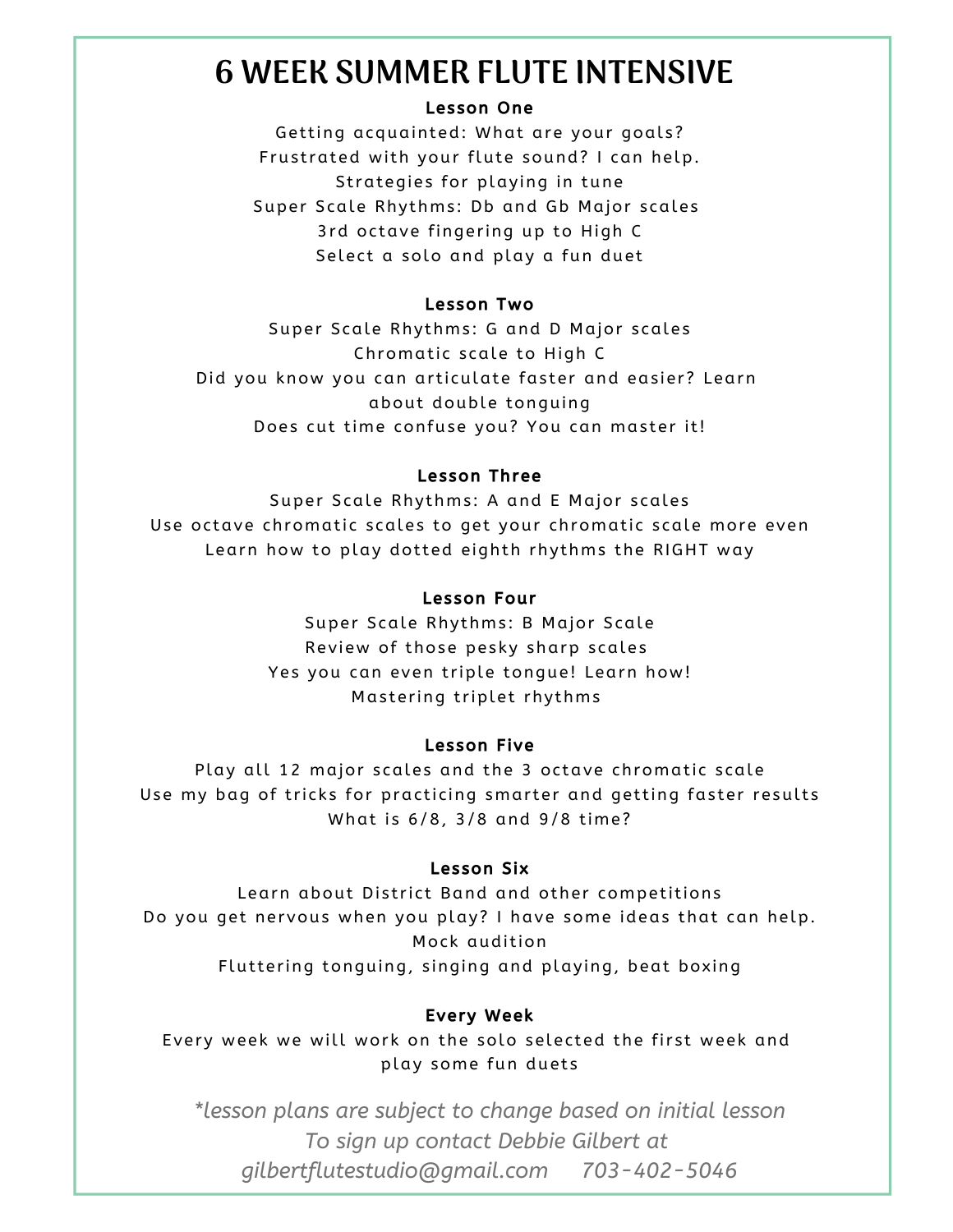# 6 WEEK SUMMER FLUTE INTENSIVE

**Lesson One**

Getting acquainted: What are your goals?
Frustrated with your flute sound? I can help.
Strategies for playing in tune
Super Scale Rhythms: Db and Gb Major scales
3rd octave fingering up to High C
Select a solo and play a fun duet

**Lesson Two**

Super Scale Rhythms: G and D Major scales
Chromatic scale to High C
Did you know you can articulate faster and easier? Learn about double tonguing
Does cut time confuse you? You can master it!

**Lesson Three**

Super Scale Rhythms: A and E Major scales
Use octave chromatic scales to get your chromatic scale more even
Learn how to play dotted eighth rhythms the RIGHT way

**Lesson Four**

Super Scale Rhythms: B Major Scale
Review of those pesky sharp scales
Yes you can even triple tongue! Learn how!
Mastering triplet rhythms

**Lesson Five**

Play all 12 major scales and the 3 octave chromatic scale
Use my bag of tricks for practicing smarter and getting faster results
What is 6/8, 3/8 and 9/8 time?

**Lesson Six**

Learn about District Band and other competitions
Do you get nervous when you play? I have some ideas that can help.
Mock audition
Fluttering tonguing, singing and playing, beat boxing

**Every Week**

Every week we will work on the solo selected the first week and play some fun duets

*\*lesson plans are subject to change based on initial lesson*
*To sign up contact Debbie Gilbert at*
*gilbertflutestudio@gmail.com 703-402-5046*